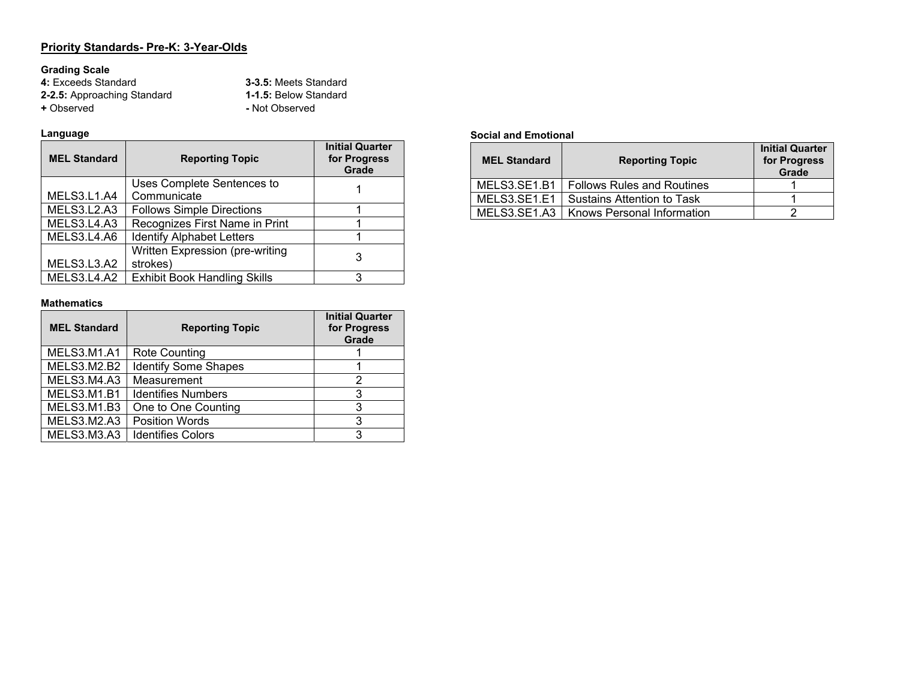# Priority Standards- Pre-K: 3-Year-Olds

**Grading Scale**

**4:** Exceeds Standard
**3-3.5:** Meets Standard
**2-2.5:** Approaching Standard
**1-1.5:** Below Standard
**+** Observed
**-** Not Observed

**Language**

| MEL Standard | Reporting Topic | Initial Quarter for Progress Grade |
|---|---|---|
| MELS3.L1.A4 | Uses Complete Sentences to Communicate | 1 |
| MELS3.L2.A3 | Follows Simple Directions | 1 |
| MELS3.L4.A3 | Recognizes First Name in Print | 1 |
| MELS3.L4.A6 | Identify Alphabet Letters | 1 |
| MELS3.L3.A2 | Written Expression (pre-writing strokes) | 3 |
| MELS3.L4.A2 | Exhibit Book Handling Skills | 3 |

**Mathematics**

| MEL Standard | Reporting Topic | Initial Quarter for Progress Grade |
|---|---|---|
| MELS3.M1.A1 | Rote Counting | 1 |
| MELS3.M2.B2 | Identify Some Shapes | 1 |
| MELS3.M4.A3 | Measurement | 2 |
| MELS3.M1.B1 | Identifies Numbers | 3 |
| MELS3.M1.B3 | One to One Counting | 3 |
| MELS3.M2.A3 | Position Words | 3 |
| MELS3.M3.A3 | Identifies Colors | 3 |

**Social and Emotional**

| MEL Standard | Reporting Topic | Initial Quarter for Progress Grade |
|---|---|---|
| MELS3.SE1.B1 | Follows Rules and Routines | 1 |
| MELS3.SE1.E1 | Sustains Attention to Task | 1 |
| MELS3.SE1.A3 | Knows Personal Information | 2 |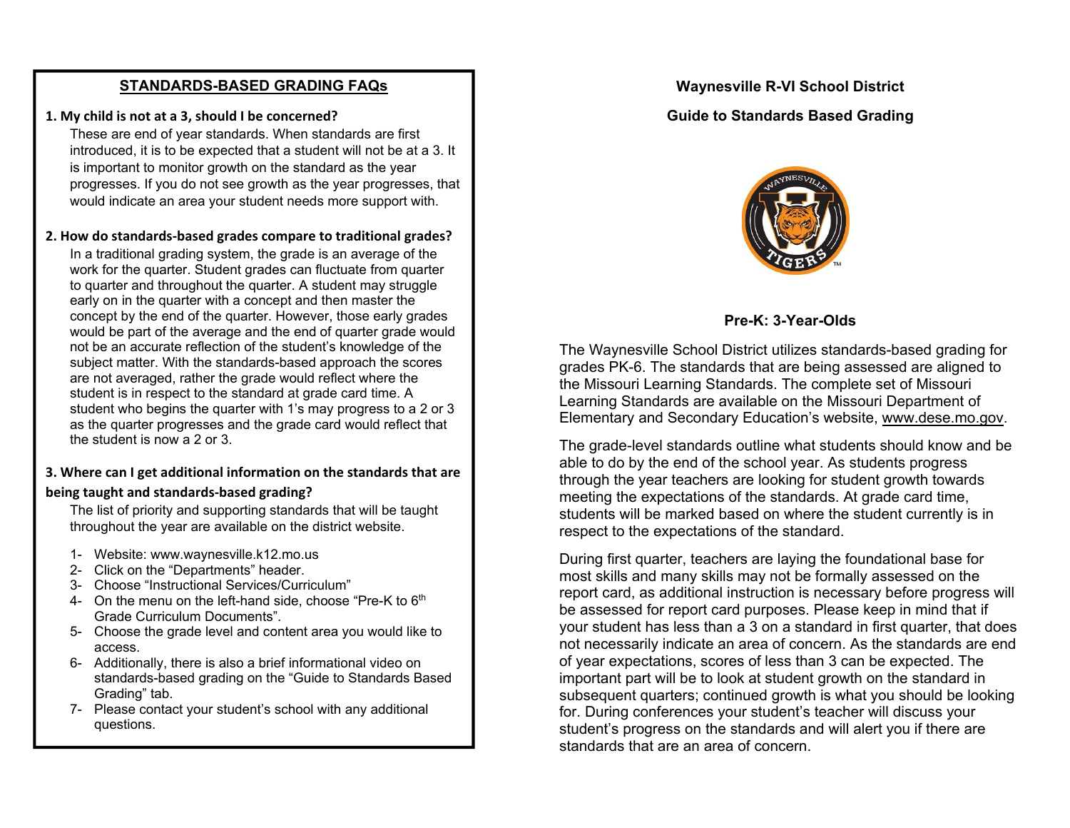## STANDARDS-BASED GRADING FAQs

**1. My child is not at a 3, should I be concerned?**

These are end of year standards. When standards are first introduced, it is to be expected that a student will not be at a 3. It is important to monitor growth on the standard as the year progresses. If you do not see growth as the year progresses, that would indicate an area your student needs more support with.

**2. How do standards-based grades compare to traditional grades?**

In a traditional grading system, the grade is an average of the work for the quarter. Student grades can fluctuate from quarter to quarter and throughout the quarter. A student may struggle early on in the quarter with a concept and then master the concept by the end of the quarter. However, those early grades would be part of the average and the end of quarter grade would not be an accurate reflection of the student's knowledge of the subject matter. With the standards-based approach the scores are not averaged, rather the grade would reflect where the student is in respect to the standard at grade card time. A student who begins the quarter with 1's may progress to a 2 or 3 as the quarter progresses and the grade card would reflect that the student is now a 2 or 3.

**3. Where can I get additional information on the standards that are being taught and standards-based grading?**

The list of priority and supporting standards that will be taught throughout the year are available on the district website.

1- Website: www.waynesville.k12.mo.us
2- Click on the "Departments" header.
3- Choose "Instructional Services/Curriculum"
4- On the menu on the left-hand side, choose "Pre-K to 6th Grade Curriculum Documents".
5- Choose the grade level and content area you would like to access.
6- Additionally, there is also a brief informational video on standards-based grading on the "Guide to Standards Based Grading" tab.
7- Please contact your student's school with any additional questions.

# Waynesville R-VI School District

## Guide to Standards Based Grading

### Pre-K: 3-Year-Olds

The Waynesville School District utilizes standards-based grading for grades PK-6. The standards that are being assessed are aligned to the Missouri Learning Standards. The complete set of Missouri Learning Standards are available on the Missouri Department of Elementary and Secondary Education's website, www.dese.mo.gov.

The grade-level standards outline what students should know and be able to do by the end of the school year. As students progress through the year teachers are looking for student growth towards meeting the expectations of the standards. At grade card time, students will be marked based on where the student currently is in respect to the expectations of the standard.

During first quarter, teachers are laying the foundational base for most skills and many skills may not be formally assessed on the report card, as additional instruction is necessary before progress will be assessed for report card purposes. Please keep in mind that if your student has less than a 3 on a standard in first quarter, that does not necessarily indicate an area of concern. As the standards are end of year expectations, scores of less than 3 can be expected. The important part will be to look at student growth on the standard in subsequent quarters; continued growth is what you should be looking for. During conferences your student's teacher will discuss your student's progress on the standards and will alert you if there are standards that are an area of concern.